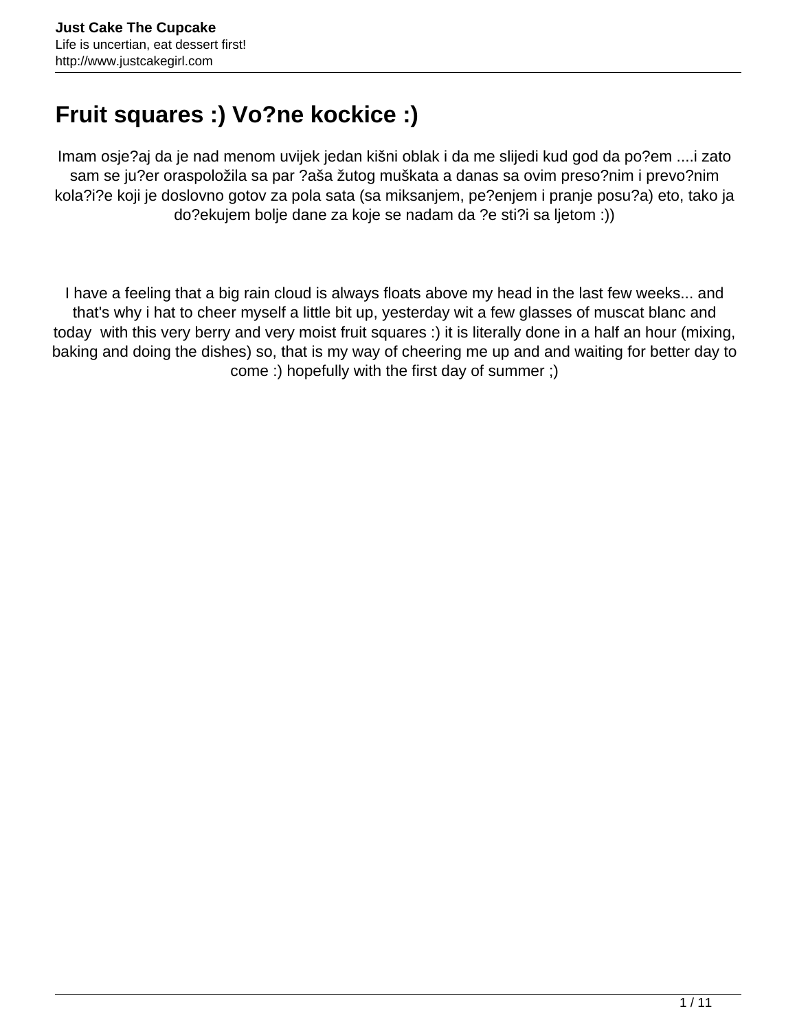# Fruit squares :) Vo?ne kockice :)

Imam osje?aj da je nad menom uvijek jedan kišni oblak i da me slijedi kud god da po?em ....i zato sam se ju?er oraspoložila sa par ?aša žutog muškata a danas sa ovim preso?nim i prevo?nim kola?i?e koji je doslovno gotov za pola sata (sa miksanjem, pe?enjem i pranje posu?a) eto, tako ja do?ekujem bolje dane za koje se nadam da ?e sti?i sa ljetom :))

I have a feeling that a big rain cloud is always floats above my head in the last few weeks... and that's why i hat to cheer myself a little bit up, yesterday wit a few glasses of muscat blanc and today with this very berry and very moist fruit squares :) it is literally done in a half an hour (mixing, baking and doing the dishes) so, that is my way of cheering me up and and waiting for better day to come :) hopefully with the first day of summer ;)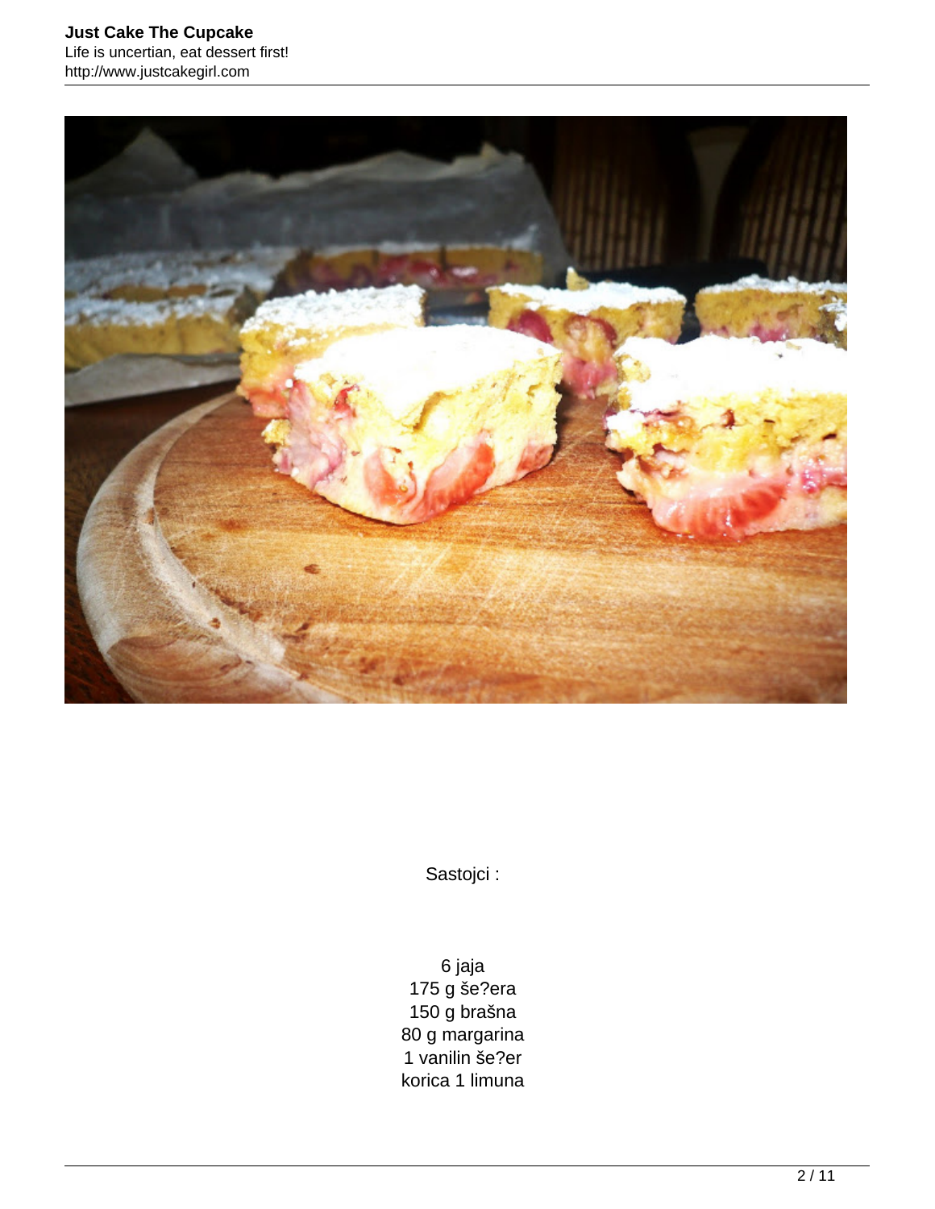Sastojci :

6 jaja
175 g še?era
150 g brašna
80 g margarina
1 vanilin še?er
korica 1 limuna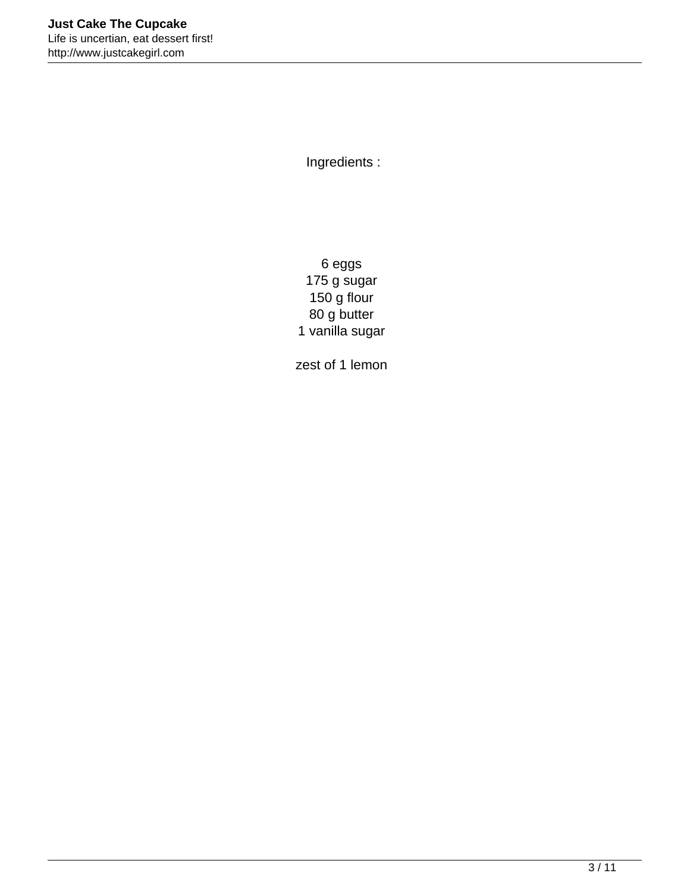Ingredients :

6 eggs
175 g sugar
150 g flour
80 g butter
1 vanilla sugar

zest of 1 lemon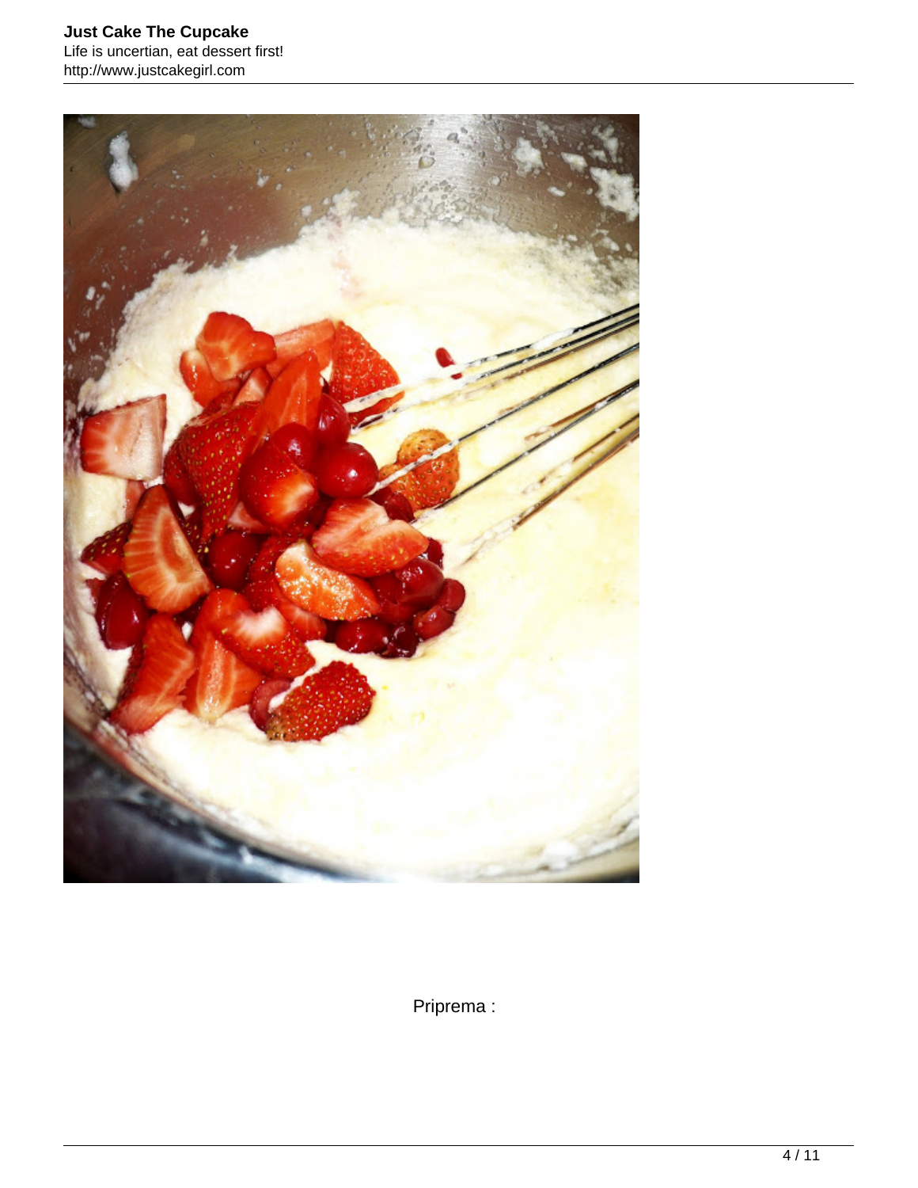Priprema :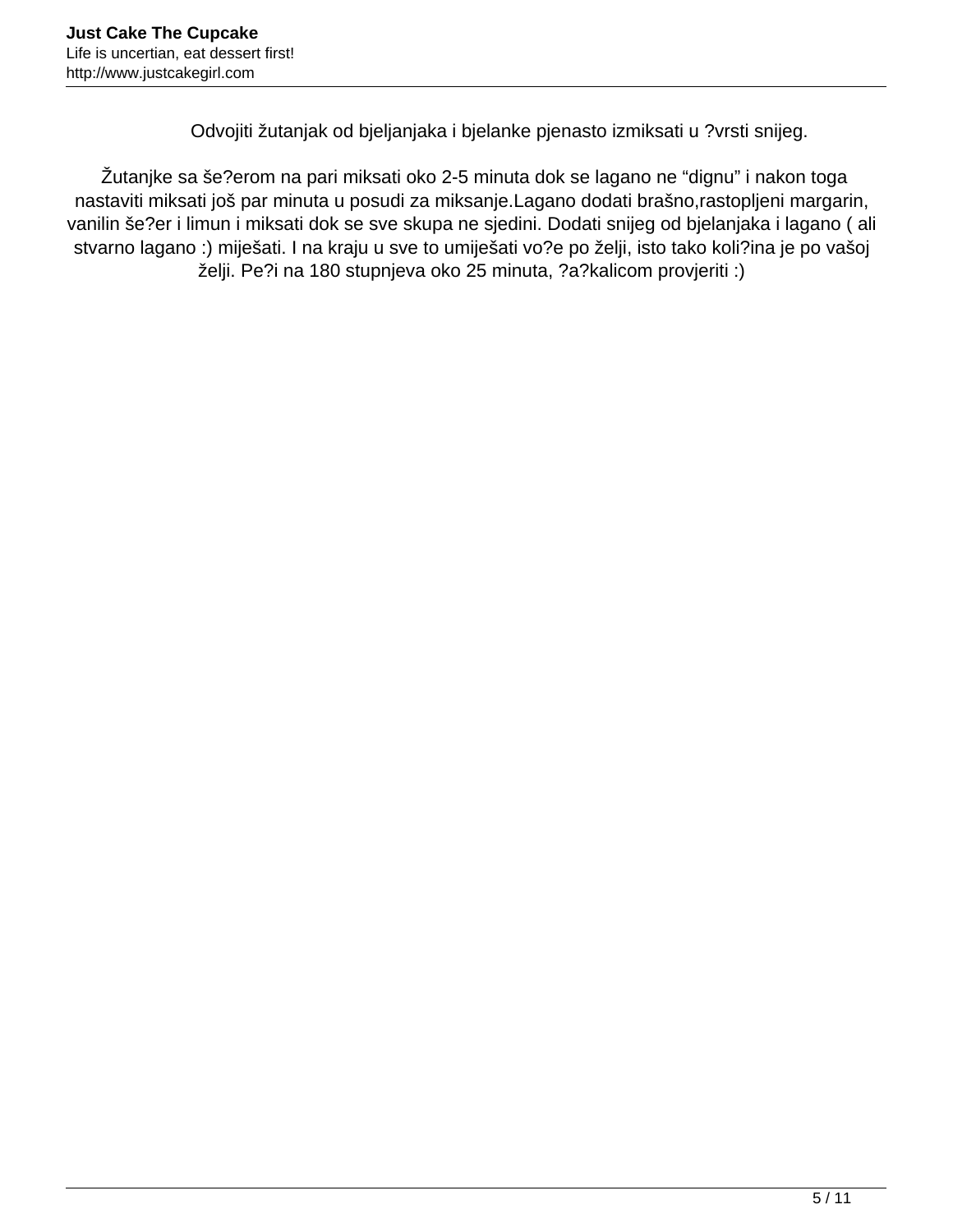Odvojiti žutanjak od bjeljanjaka i bjelanke pjenasto izmiksati u ?vrsti snijeg.

Žutanjke sa še?erom na pari miksati oko 2-5 minuta dok se lagano ne "dignu" i nakon toga nastaviti miksati još par minuta u posudi za miksanje.Lagano dodati brašno,rastopljeni margarin, vanilin še?er i limun i miksati dok se sve skupa ne sjedini. Dodati snijeg od bjelanjaka i lagano ( ali stvarno lagano :) miješati. I na kraju u sve to umiješati vo?e po želji, isto tako koli?ina je po vašoj želji. Pe?i na 180 stupnjeva oko 25 minuta, ?a?kalicom provjeriti :)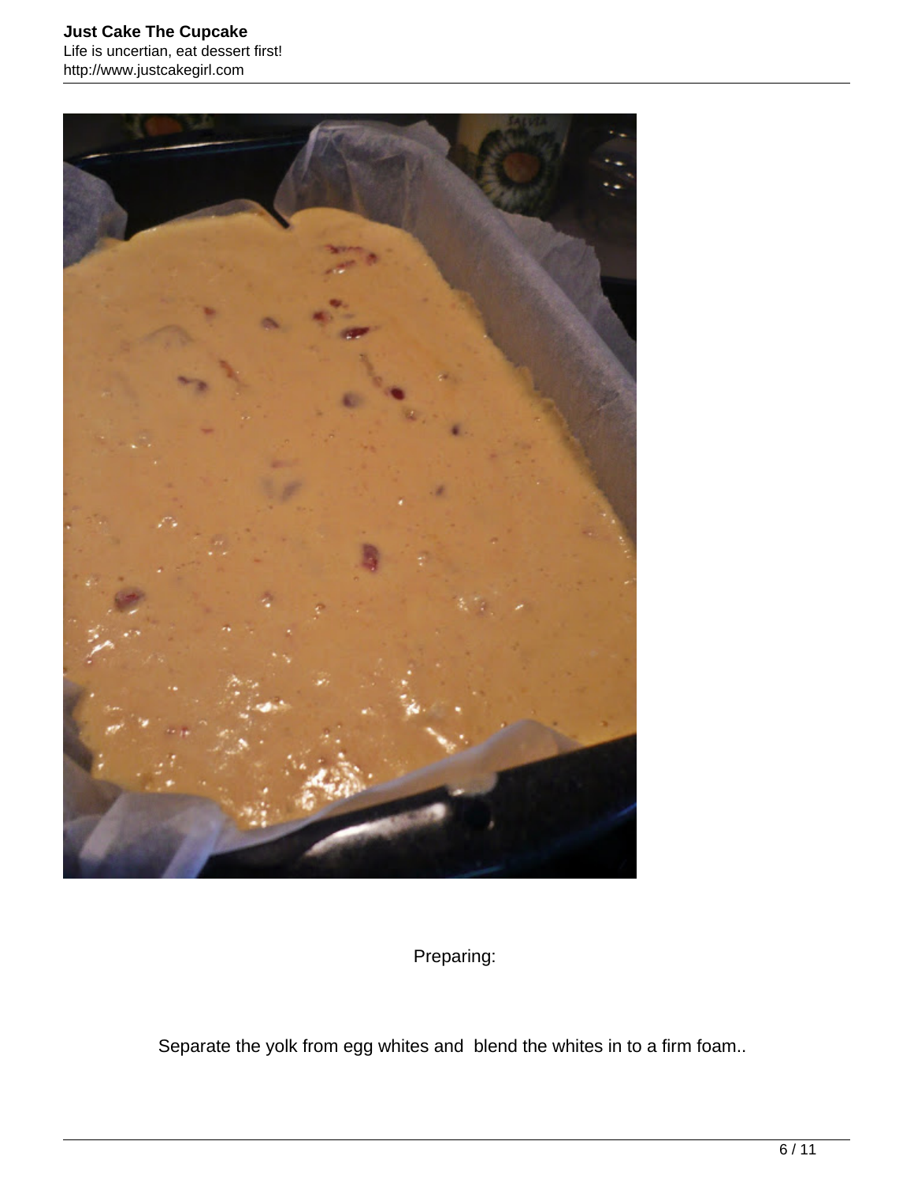Preparing:

Separate the yolk from egg whites and  blend the whites in to a firm foam..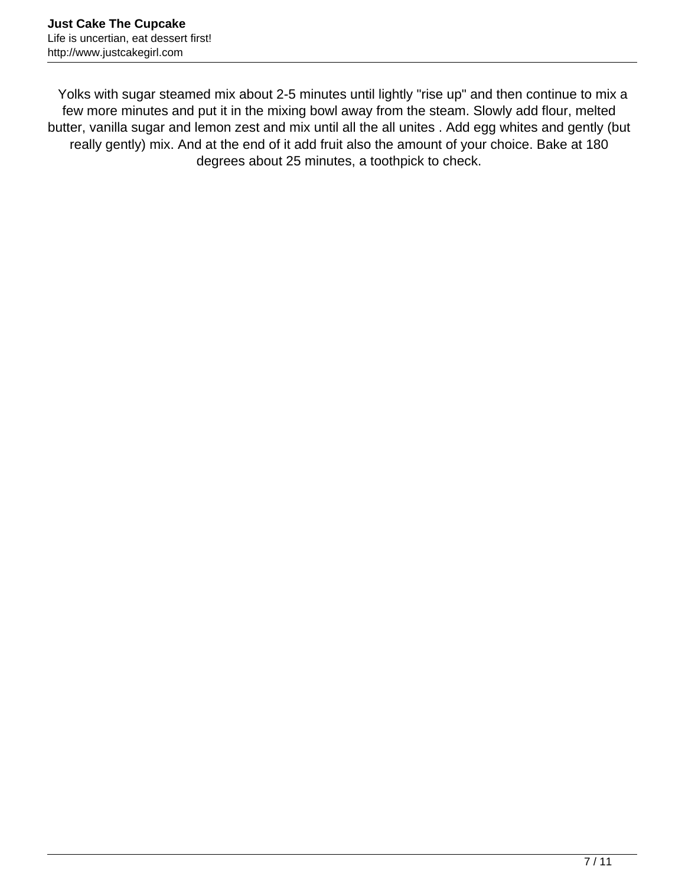Yolks with sugar steamed mix about 2-5 minutes until lightly "rise up" and then continue to mix a few more minutes and put it in the mixing bowl away from the steam. Slowly add flour, melted butter, vanilla sugar and lemon zest and mix until all the all unites . Add egg whites and gently (but really gently) mix. And at the end of it add fruit also the amount of your choice. Bake at 180 degrees about 25 minutes, a toothpick to check.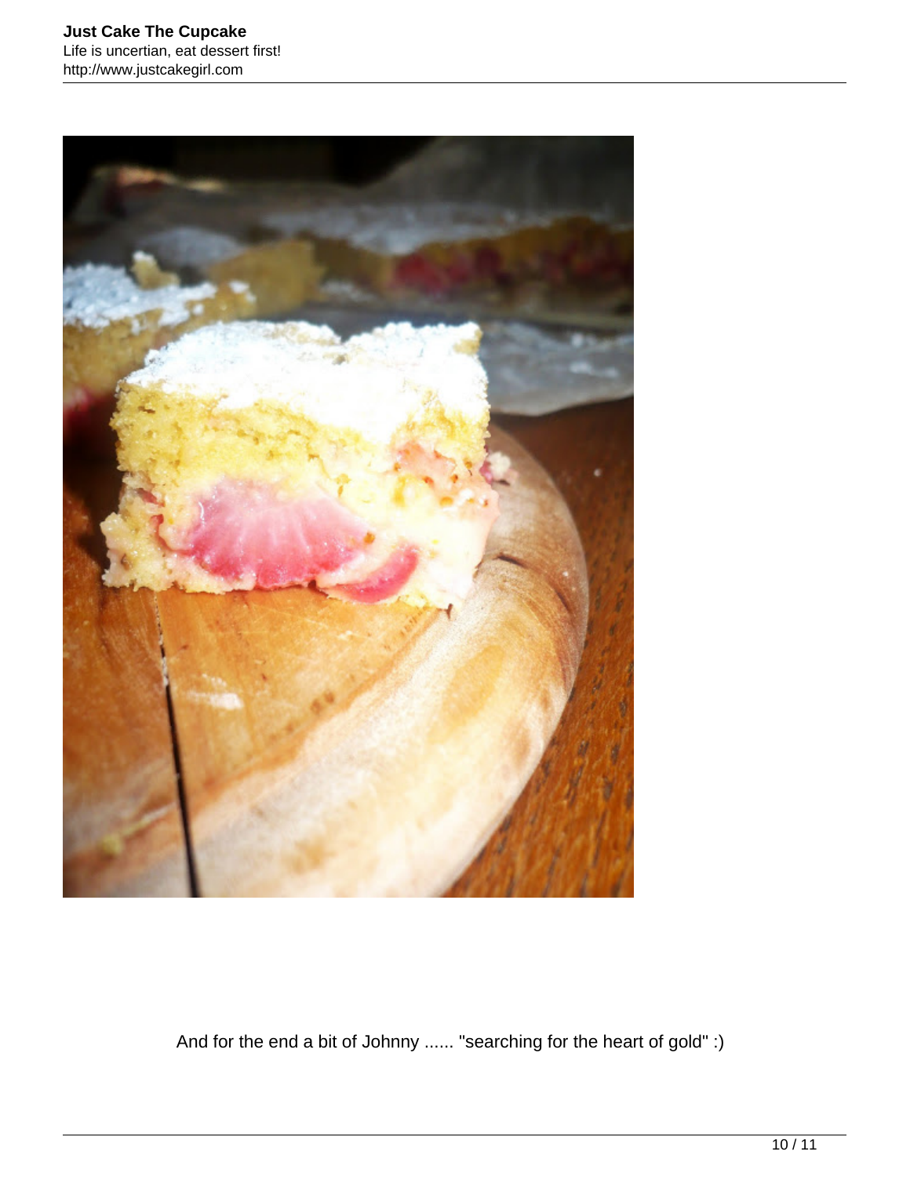And for the end a bit of Johnny ...... "searching for the heart of gold" :)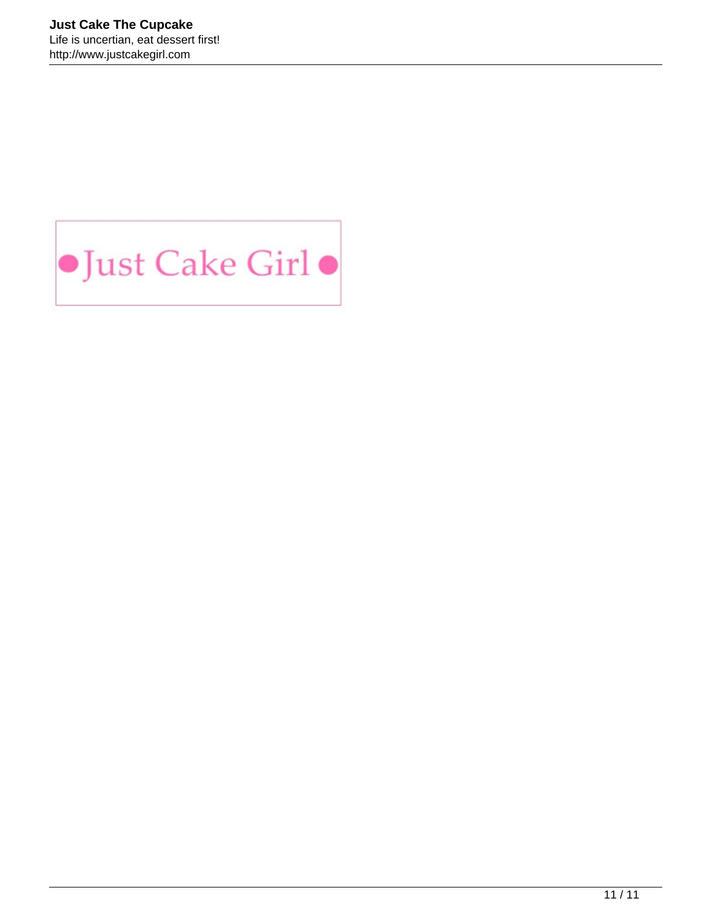Just Cake Girl